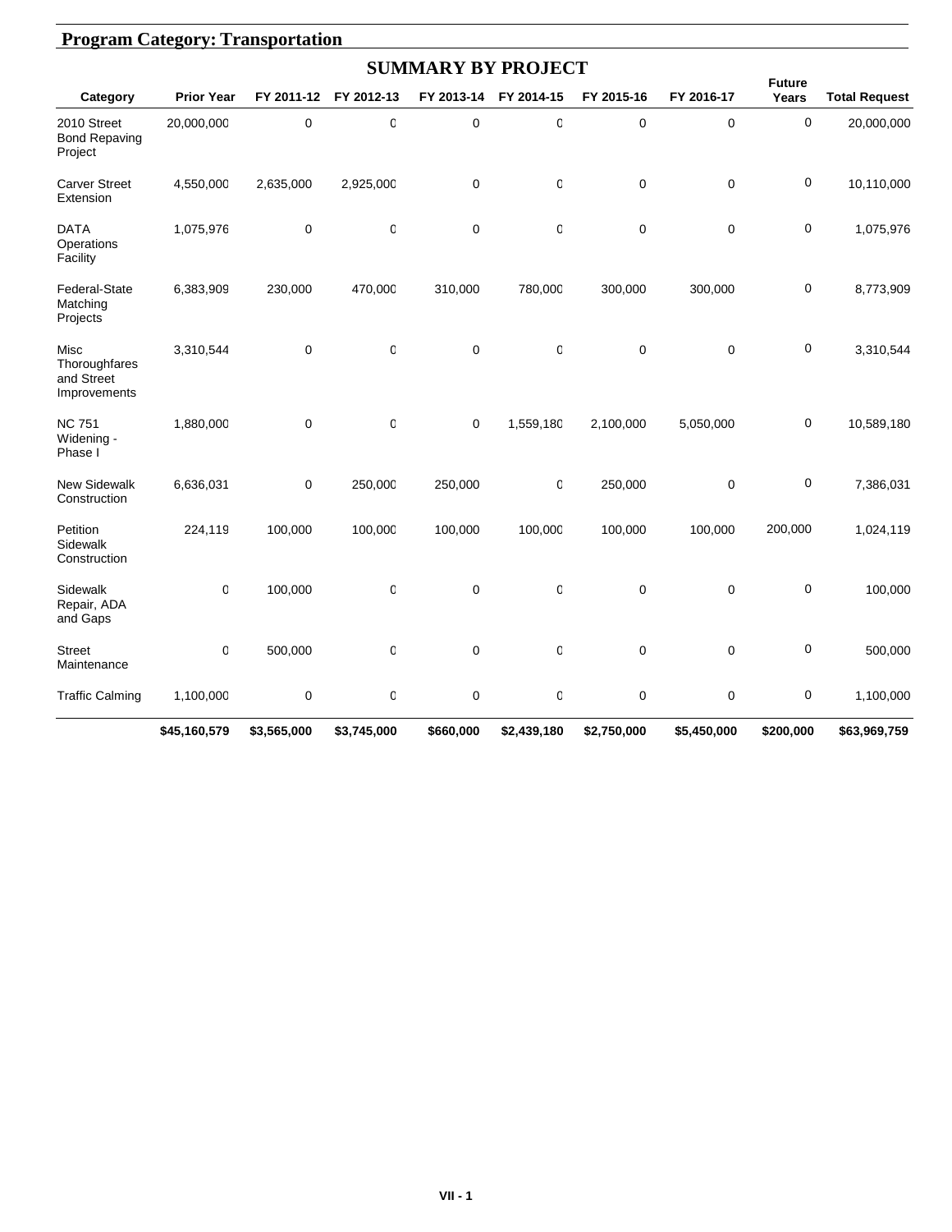## Program Category: Transportation

### SUMMARY BY PROJECT

| Category | Prior Year | FY 2011-12 | FY 2012-13 | FY 2013-14 | FY 2014-15 | FY 2015-16 | FY 2016-17 | Future Years | Total Request |
|---|---|---|---|---|---|---|---|---|---|
| 2010 Street Bond Repaving Project | 20,000,000 | 0 | 0 | 0 | 0 | 0 | 0 | 0 | 20,000,000 |
| Carver Street Extension | 4,550,000 | 2,635,000 | 2,925,000 | 0 | 0 | 0 | 0 | 0 | 10,110,000 |
| DATA Operations Facility | 1,075,976 | 0 | 0 | 0 | 0 | 0 | 0 | 0 | 1,075,976 |
| Federal-State Matching Projects | 6,383,909 | 230,000 | 470,000 | 310,000 | 780,000 | 300,000 | 300,000 | 0 | 8,773,909 |
| Misc Thoroughfares and Street Improvements | 3,310,544 | 0 | 0 | 0 | 0 | 0 | 0 | 0 | 3,310,544 |
| NC 751 Widening - Phase I | 1,880,000 | 0 | 0 | 0 | 1,559,180 | 2,100,000 | 5,050,000 | 0 | 10,589,180 |
| New Sidewalk Construction | 6,636,031 | 0 | 250,000 | 250,000 | 0 | 250,000 | 0 | 0 | 7,386,031 |
| Petition Sidewalk Construction | 224,119 | 100,000 | 100,000 | 100,000 | 100,000 | 100,000 | 100,000 | 200,000 | 1,024,119 |
| Sidewalk Repair, ADA and Gaps | 0 | 100,000 | 0 | 0 | 0 | 0 | 0 | 0 | 100,000 |
| Street Maintenance | 0 | 500,000 | 0 | 0 | 0 | 0 | 0 | 0 | 500,000 |
| Traffic Calming | 1,100,000 | 0 | 0 | 0 | 0 | 0 | 0 | 0 | 1,100,000 |
| | **$45,160,579** | **$3,565,000** | **$3,745,000** | **$660,000** | **$2,439,180** | **$2,750,000** | **$5,450,000** | **$200,000** | **$63,969,759** |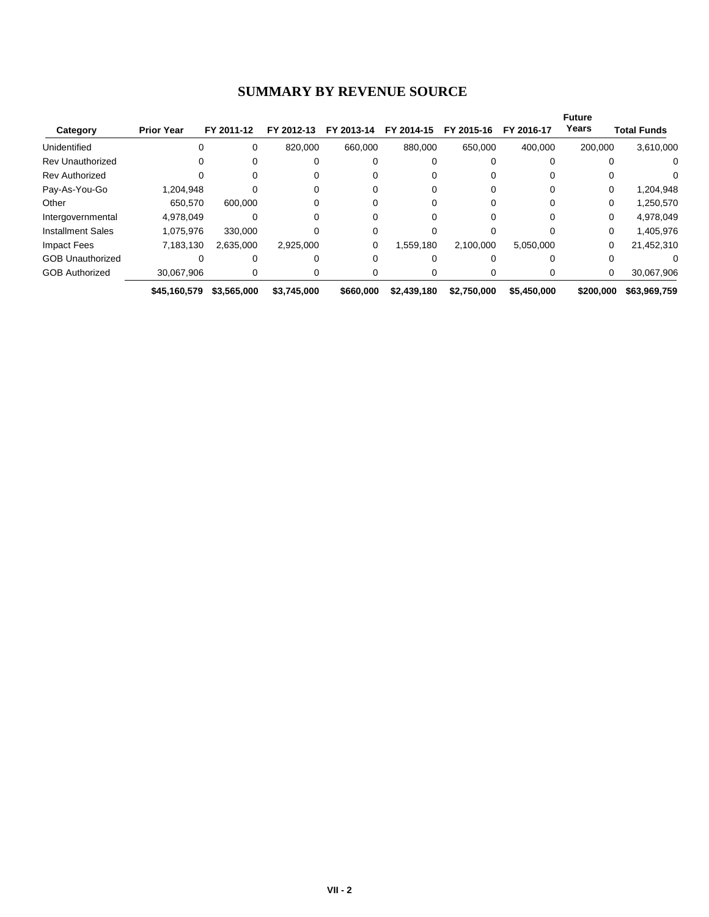# SUMMARY BY REVENUE SOURCE

| Category | Prior Year | FY 2011-12 | FY 2012-13 | FY 2013-14 | FY 2014-15 | FY 2015-16 | FY 2016-17 | Future Years | Total Funds |
|---|---|---|---|---|---|---|---|---|---|
| Unidentified | 0 | 0 | 820,000 | 660,000 | 880,000 | 650,000 | 400,000 | 200,000 | 3,610,000 |
| Rev Unauthorized | 0 | 0 | 0 | 0 | 0 | 0 | 0 | 0 | 0 |
| Rev Authorized | 0 | 0 | 0 | 0 | 0 | 0 | 0 | 0 | 0 |
| Pay-As-You-Go | 1,204,948 | 0 | 0 | 0 | 0 | 0 | 0 | 0 | 1,204,948 |
| Other | 650,570 | 600,000 | 0 | 0 | 0 | 0 | 0 | 0 | 1,250,570 |
| Intergovernmental | 4,978,049 | 0 | 0 | 0 | 0 | 0 | 0 | 0 | 4,978,049 |
| Installment Sales | 1,075,976 | 330,000 | 0 | 0 | 0 | 0 | 0 | 0 | 1,405,976 |
| Impact Fees | 7,183,130 | 2,635,000 | 2,925,000 | 0 | 1,559,180 | 2,100,000 | 5,050,000 | 0 | 21,452,310 |
| GOB Unauthorized | 0 | 0 | 0 | 0 | 0 | 0 | 0 | 0 | 0 |
| GOB Authorized | 30,067,906 | 0 | 0 | 0 | 0 | 0 | 0 | 0 | 30,067,906 |
| | **$45,160,579** | **$3,565,000** | **$3,745,000** | **$660,000** | **$2,439,180** | **$2,750,000** | **$5,450,000** | **$200,000** | **$63,969,759** |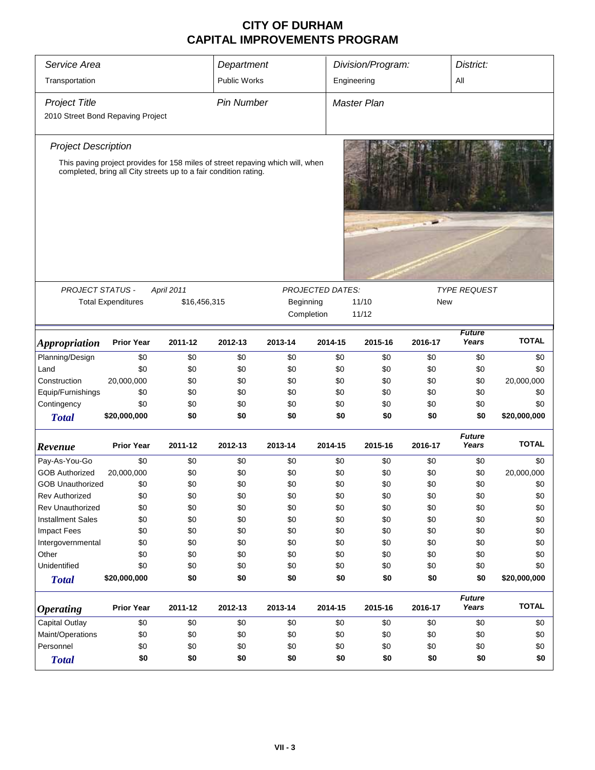# CITY OF DURHAM
# CAPITAL IMPROVEMENTS PROGRAM

| *Service Area* | *Department* | *Division/Program:* | *District:* |
|---|---|---|---|
| Transportation | Public Works | Engineering | All |

| *Project Title* | *Pin Number* | *Master Plan* |
|---|---|---|
| 2010 Street Bond Repaving Project | | |

*Project Description*

This paving project provides for 158 miles of street repaving which will, when completed, bring all City streets up to a fair condition rating.

| *PROJECT STATUS -* | *April 2011* | *PROJECTED DATES:* | | *TYPE REQUEST* |
|---|---|---|---|---|
| Total Expenditures | $16,456,315 | Beginning | 11/10 | New |
| | | Completion | 11/12 | |

| *Appropriation* | Prior Year | 2011-12 | 2012-13 | 2013-14 | 2014-15 | 2015-16 | 2016-17 | *Future Years* | TOTAL |
|---|---|---|---|---|---|---|---|---|---|
| Planning/Design | $0 | $0 | $0 | $0 | $0 | $0 | $0 | $0 | $0 |
| Land | $0 | $0 | $0 | $0 | $0 | $0 | $0 | $0 | $0 |
| Construction | 20,000,000 | $0 | $0 | $0 | $0 | $0 | $0 | $0 | 20,000,000 |
| Equip/Furnishings | $0 | $0 | $0 | $0 | $0 | $0 | $0 | $0 | $0 |
| Contingency | $0 | $0 | $0 | $0 | $0 | $0 | $0 | $0 | $0 |
| ***Total*** | **$20,000,000** | **$0** | **$0** | **$0** | **$0** | **$0** | **$0** | **$0** | **$20,000,000** |

| *Revenue* | Prior Year | 2011-12 | 2012-13 | 2013-14 | 2014-15 | 2015-16 | 2016-17 | *Future Years* | TOTAL |
|---|---|---|---|---|---|---|---|---|---|
| Pay-As-You-Go | $0 | $0 | $0 | $0 | $0 | $0 | $0 | $0 | $0 |
| GOB Authorized | 20,000,000 | $0 | $0 | $0 | $0 | $0 | $0 | $0 | 20,000,000 |
| GOB Unauthorized | $0 | $0 | $0 | $0 | $0 | $0 | $0 | $0 | $0 |
| Rev Authorized | $0 | $0 | $0 | $0 | $0 | $0 | $0 | $0 | $0 |
| Rev Unauthorized | $0 | $0 | $0 | $0 | $0 | $0 | $0 | $0 | $0 |
| Installment Sales | $0 | $0 | $0 | $0 | $0 | $0 | $0 | $0 | $0 |
| Impact Fees | $0 | $0 | $0 | $0 | $0 | $0 | $0 | $0 | $0 |
| Intergovernmental | $0 | $0 | $0 | $0 | $0 | $0 | $0 | $0 | $0 |
| Other | $0 | $0 | $0 | $0 | $0 | $0 | $0 | $0 | $0 |
| Unidentified | $0 | $0 | $0 | $0 | $0 | $0 | $0 | $0 | $0 |
| ***Total*** | **$20,000,000** | **$0** | **$0** | **$0** | **$0** | **$0** | **$0** | **$0** | **$20,000,000** |

| *Operating* | Prior Year | 2011-12 | 2012-13 | 2013-14 | 2014-15 | 2015-16 | 2016-17 | *Future Years* | TOTAL |
|---|---|---|---|---|---|---|---|---|---|
| Capital Outlay | $0 | $0 | $0 | $0 | $0 | $0 | $0 | $0 | $0 |
| Maint/Operations | $0 | $0 | $0 | $0 | $0 | $0 | $0 | $0 | $0 |
| Personnel | $0 | $0 | $0 | $0 | $0 | $0 | $0 | $0 | $0 |
| ***Total*** | **$0** | **$0** | **$0** | **$0** | **$0** | **$0** | **$0** | **$0** | **$0** |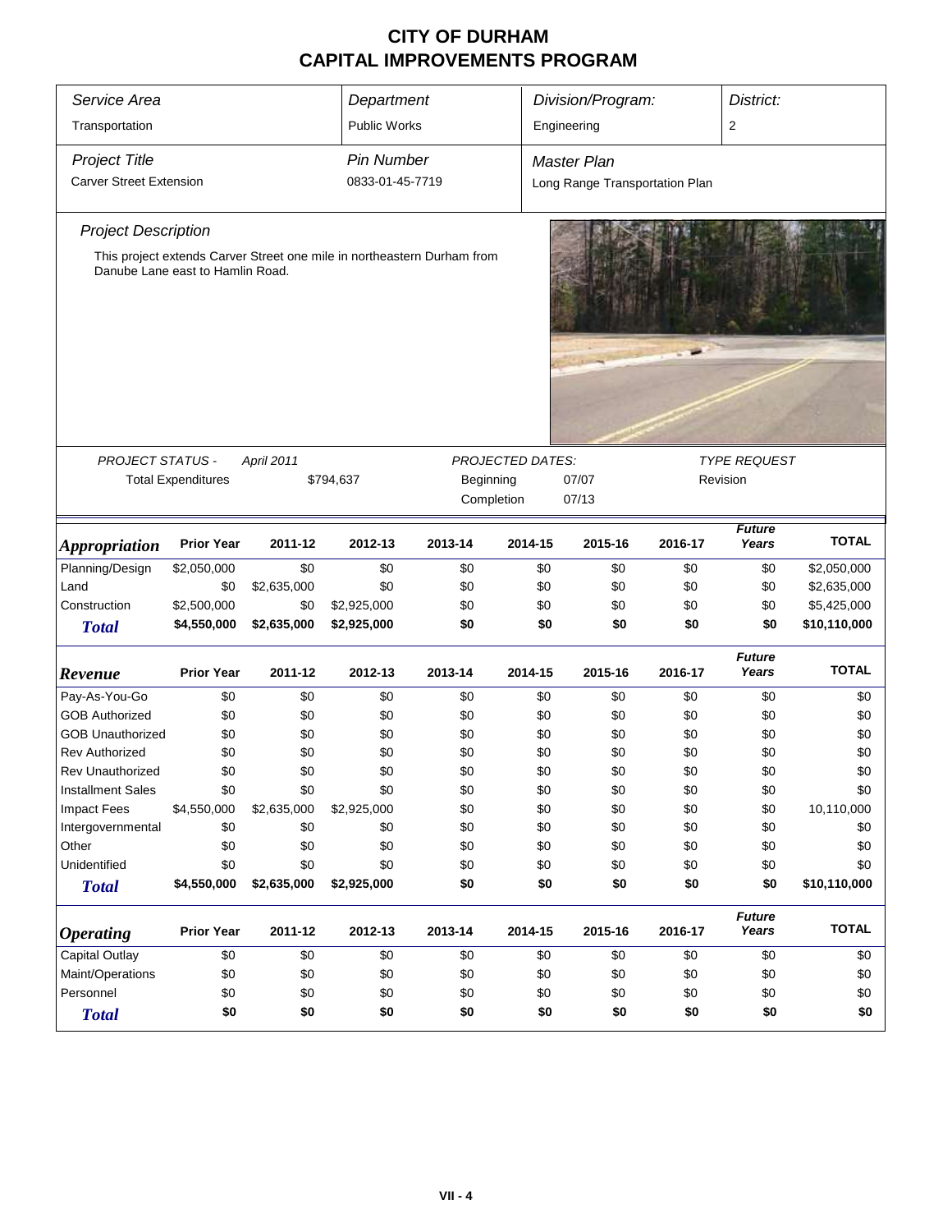# CITY OF DURHAM
# CAPITAL IMPROVEMENTS PROGRAM

| *Service Area* | *Department* | *Division/Program:* | *District:* |
|---|---|---|---|
| Transportation | Public Works | Engineering | 2 |

| *Project Title* | *Pin Number* | *Master Plan* |
|---|---|---|
| Carver Street Extension | 0833-01-45-7719 | Long Range Transportation Plan |

### *Project Description*

This project extends Carver Street one mile in northeastern Durham from Danube Lane east to Hamlin Road.

| *PROJECT STATUS -* | *April 2011* | *PROJECTED DATES:* | | *TYPE REQUEST* |
|---|---|---|---|---|
| Total Expenditures | $794,637 | Beginning | 07/07 | Revision |
| | | Completion | 07/13 | |

| *Appropriation* | Prior Year | 2011-12 | 2012-13 | 2013-14 | 2014-15 | 2015-16 | 2016-17 | *Future Years* | TOTAL |
|---|---|---|---|---|---|---|---|---|---|
| Planning/Design | $2,050,000 | $0 | $0 | $0 | $0 | $0 | $0 | $0 | $2,050,000 |
| Land | $0 | $2,635,000 | $0 | $0 | $0 | $0 | $0 | $0 | $2,635,000 |
| Construction | $2,500,000 | $0 | $2,925,000 | $0 | $0 | $0 | $0 | $0 | $5,425,000 |
| ***Total*** | **$4,550,000** | **$2,635,000** | **$2,925,000** | **$0** | **$0** | **$0** | **$0** | **$0** | **$10,110,000** |

| *Revenue* | Prior Year | 2011-12 | 2012-13 | 2013-14 | 2014-15 | 2015-16 | 2016-17 | *Future Years* | TOTAL |
|---|---|---|---|---|---|---|---|---|---|
| Pay-As-You-Go | $0 | $0 | $0 | $0 | $0 | $0 | $0 | $0 | $0 |
| GOB Authorized | $0 | $0 | $0 | $0 | $0 | $0 | $0 | $0 | $0 |
| GOB Unauthorized | $0 | $0 | $0 | $0 | $0 | $0 | $0 | $0 | $0 |
| Rev Authorized | $0 | $0 | $0 | $0 | $0 | $0 | $0 | $0 | $0 |
| Rev Unauthorized | $0 | $0 | $0 | $0 | $0 | $0 | $0 | $0 | $0 |
| Installment Sales | $0 | $0 | $0 | $0 | $0 | $0 | $0 | $0 | $0 |
| Impact Fees | $4,550,000 | $2,635,000 | $2,925,000 | $0 | $0 | $0 | $0 | $0 | 10,110,000 |
| Intergovernmental | $0 | $0 | $0 | $0 | $0 | $0 | $0 | $0 | $0 |
| Other | $0 | $0 | $0 | $0 | $0 | $0 | $0 | $0 | $0 |
| Unidentified | $0 | $0 | $0 | $0 | $0 | $0 | $0 | $0 | $0 |
| ***Total*** | **$4,550,000** | **$2,635,000** | **$2,925,000** | **$0** | **$0** | **$0** | **$0** | **$0** | **$10,110,000** |

| *Operating* | Prior Year | 2011-12 | 2012-13 | 2013-14 | 2014-15 | 2015-16 | 2016-17 | *Future Years* | TOTAL |
|---|---|---|---|---|---|---|---|---|---|
| Capital Outlay | $0 | $0 | $0 | $0 | $0 | $0 | $0 | $0 | $0 |
| Maint/Operations | $0 | $0 | $0 | $0 | $0 | $0 | $0 | $0 | $0 |
| Personnel | $0 | $0 | $0 | $0 | $0 | $0 | $0 | $0 | $0 |
| ***Total*** | **$0** | **$0** | **$0** | **$0** | **$0** | **$0** | **$0** | **$0** | **$0** |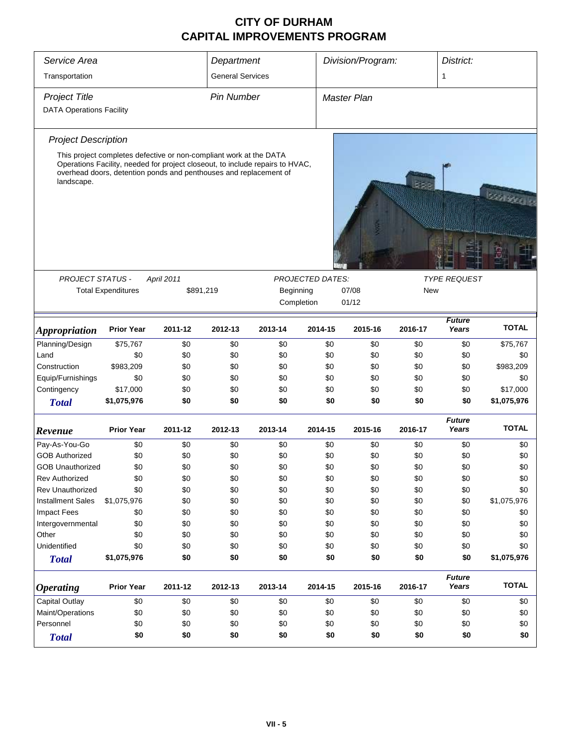# CITY OF DURHAM
# CAPITAL IMPROVEMENTS PROGRAM

| *Service Area* | *Department* | *Division/Program:* | *District:* |
|---|---|---|---|
| Transportation | General Services | | 1 |

| *Project Title* | *Pin Number* | *Master Plan* |
|---|---|---|
| DATA Operations Facility | | |

*Project Description*

This project completes defective or non-compliant work at the DATA Operations Facility, needed for project closeout, to include repairs to HVAC, overhead doors, detention ponds and penthouses and replacement of landscape.

| *PROJECT STATUS -* | *April 2011* | *PROJECTED DATES:* | | *TYPE REQUEST* |
|---|---|---|---|---|
| Total Expenditures | $891,219 | Beginning | 07/08 | New |
| | | Completion | 01/12 | |

| *Appropriation* | Prior Year | 2011-12 | 2012-13 | 2013-14 | 2014-15 | 2015-16 | 2016-17 | *Future Years* | TOTAL |
|---|---|---|---|---|---|---|---|---|---|
| Planning/Design | $75,767 | $0 | $0 | $0 | $0 | $0 | $0 | $0 | $75,767 |
| Land | $0 | $0 | $0 | $0 | $0 | $0 | $0 | $0 | $0 |
| Construction | $983,209 | $0 | $0 | $0 | $0 | $0 | $0 | $0 | $983,209 |
| Equip/Furnishings | $0 | $0 | $0 | $0 | $0 | $0 | $0 | $0 | $0 |
| Contingency | $17,000 | $0 | $0 | $0 | $0 | $0 | $0 | $0 | $17,000 |
| **Total** | **$1,075,976** | **$0** | **$0** | **$0** | **$0** | **$0** | **$0** | **$0** | **$1,075,976** |

| *Revenue* | Prior Year | 2011-12 | 2012-13 | 2013-14 | 2014-15 | 2015-16 | 2016-17 | *Future Years* | TOTAL |
|---|---|---|---|---|---|---|---|---|---|
| Pay-As-You-Go | $0 | $0 | $0 | $0 | $0 | $0 | $0 | $0 | $0 |
| GOB Authorized | $0 | $0 | $0 | $0 | $0 | $0 | $0 | $0 | $0 |
| GOB Unauthorized | $0 | $0 | $0 | $0 | $0 | $0 | $0 | $0 | $0 |
| Rev Authorized | $0 | $0 | $0 | $0 | $0 | $0 | $0 | $0 | $0 |
| Rev Unauthorized | $0 | $0 | $0 | $0 | $0 | $0 | $0 | $0 | $0 |
| Installment Sales | $1,075,976 | $0 | $0 | $0 | $0 | $0 | $0 | $0 | $1,075,976 |
| Impact Fees | $0 | $0 | $0 | $0 | $0 | $0 | $0 | $0 | $0 |
| Intergovernmental | $0 | $0 | $0 | $0 | $0 | $0 | $0 | $0 | $0 |
| Other | $0 | $0 | $0 | $0 | $0 | $0 | $0 | $0 | $0 |
| Unidentified | $0 | $0 | $0 | $0 | $0 | $0 | $0 | $0 | $0 |
| **Total** | **$1,075,976** | **$0** | **$0** | **$0** | **$0** | **$0** | **$0** | **$0** | **$1,075,976** |

| *Operating* | Prior Year | 2011-12 | 2012-13 | 2013-14 | 2014-15 | 2015-16 | 2016-17 | *Future Years* | TOTAL |
|---|---|---|---|---|---|---|---|---|---|
| Capital Outlay | $0 | $0 | $0 | $0 | $0 | $0 | $0 | $0 | $0 |
| Maint/Operations | $0 | $0 | $0 | $0 | $0 | $0 | $0 | $0 | $0 |
| Personnel | $0 | $0 | $0 | $0 | $0 | $0 | $0 | $0 | $0 |
| **Total** | **$0** | **$0** | **$0** | **$0** | **$0** | **$0** | **$0** | **$0** | **$0** |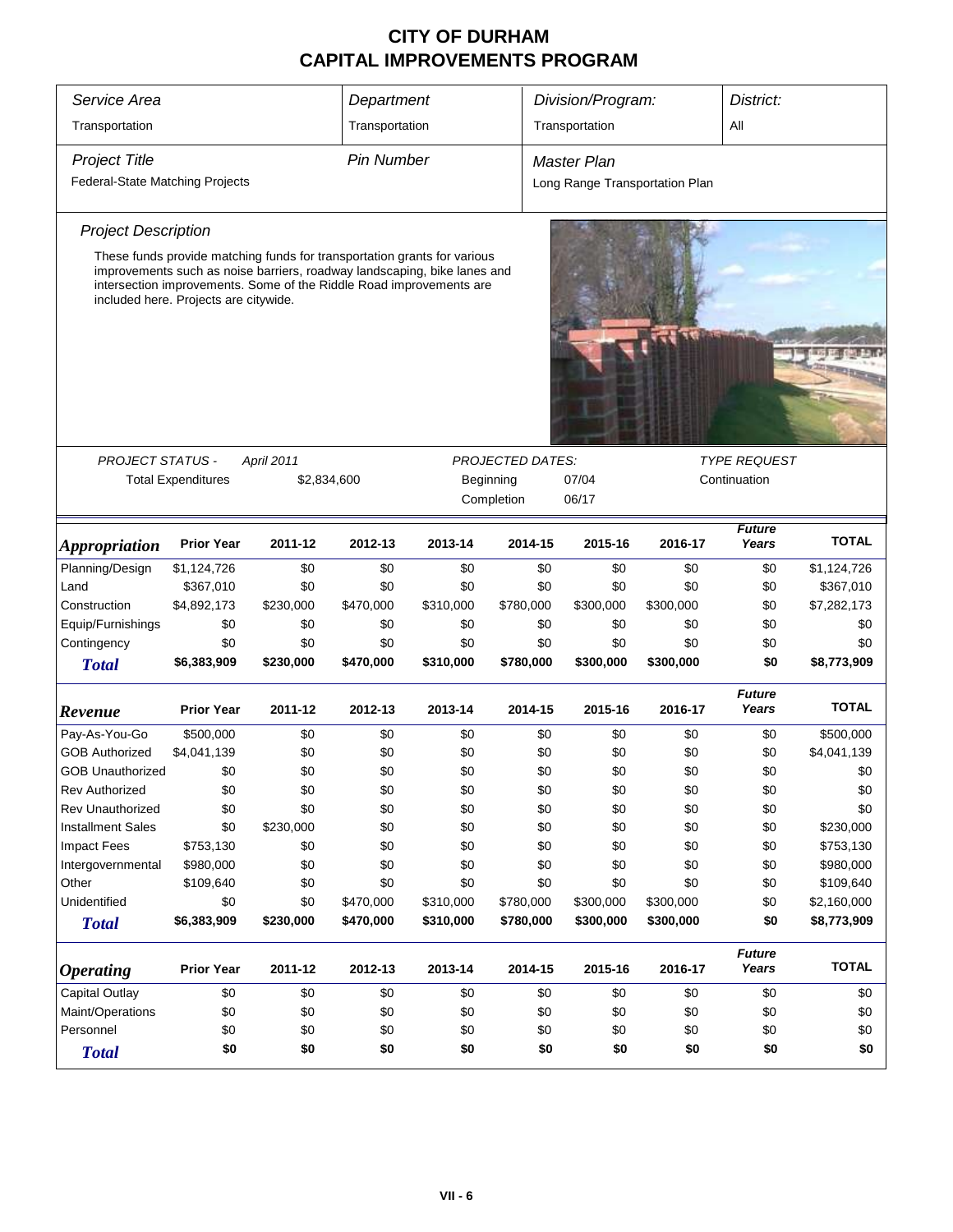# CITY OF DURHAM
# CAPITAL IMPROVEMENTS PROGRAM

| *Service Area* | *Department* | *Division/Program:* | *District:* |
|---|---|---|---|
| Transportation | Transportation | Transportation | All |

| *Project Title* | *Pin Number* | *Master Plan* |
|---|---|---|
| Federal-State Matching Projects | | Long Range Transportation Plan |

*Project Description*

These funds provide matching funds for transportation grants for various improvements such as noise barriers, roadway landscaping, bike lanes and intersection improvements. Some of the Riddle Road improvements are included here. Projects are citywide.

| *PROJECT STATUS -* | *April 2011* | *PROJECTED DATES:* | | *TYPE REQUEST* |
|---|---|---|---|---|
| Total Expenditures | $2,834,600 | Beginning | 07/04 | Continuation |
| | | Completion | 06/17 | |

| *Appropriation* | Prior Year | 2011-12 | 2012-13 | 2013-14 | 2014-15 | 2015-16 | 2016-17 | *Future Years* | TOTAL |
|---|---|---|---|---|---|---|---|---|---|
| Planning/Design | $1,124,726 | $0 | $0 | $0 | $0 | $0 | $0 | $0 | $1,124,726 |
| Land | $367,010 | $0 | $0 | $0 | $0 | $0 | $0 | $0 | $367,010 |
| Construction | $4,892,173 | $230,000 | $470,000 | $310,000 | $780,000 | $300,000 | $300,000 | $0 | $7,282,173 |
| Equip/Furnishings | $0 | $0 | $0 | $0 | $0 | $0 | $0 | $0 | $0 |
| Contingency | $0 | $0 | $0 | $0 | $0 | $0 | $0 | $0 | $0 |
| ***Total*** | **$6,383,909** | **$230,000** | **$470,000** | **$310,000** | **$780,000** | **$300,000** | **$300,000** | **$0** | **$8,773,909** |

| *Revenue* | Prior Year | 2011-12 | 2012-13 | 2013-14 | 2014-15 | 2015-16 | 2016-17 | *Future Years* | TOTAL |
|---|---|---|---|---|---|---|---|---|---|
| Pay-As-You-Go | $500,000 | $0 | $0 | $0 | $0 | $0 | $0 | $0 | $500,000 |
| GOB Authorized | $4,041,139 | $0 | $0 | $0 | $0 | $0 | $0 | $0 | $4,041,139 |
| GOB Unauthorized | $0 | $0 | $0 | $0 | $0 | $0 | $0 | $0 | $0 |
| Rev Authorized | $0 | $0 | $0 | $0 | $0 | $0 | $0 | $0 | $0 |
| Rev Unauthorized | $0 | $0 | $0 | $0 | $0 | $0 | $0 | $0 | $0 |
| Installment Sales | $0 | $230,000 | $0 | $0 | $0 | $0 | $0 | $0 | $230,000 |
| Impact Fees | $753,130 | $0 | $0 | $0 | $0 | $0 | $0 | $0 | $753,130 |
| Intergovernmental | $980,000 | $0 | $0 | $0 | $0 | $0 | $0 | $0 | $980,000 |
| Other | $109,640 | $0 | $0 | $0 | $0 | $0 | $0 | $0 | $109,640 |
| Unidentified | $0 | $0 | $470,000 | $310,000 | $780,000 | $300,000 | $300,000 | $0 | $2,160,000 |
| ***Total*** | **$6,383,909** | **$230,000** | **$470,000** | **$310,000** | **$780,000** | **$300,000** | **$300,000** | **$0** | **$8,773,909** |

| *Operating* | Prior Year | 2011-12 | 2012-13 | 2013-14 | 2014-15 | 2015-16 | 2016-17 | *Future Years* | TOTAL |
|---|---|---|---|---|---|---|---|---|---|
| Capital Outlay | $0 | $0 | $0 | $0 | $0 | $0 | $0 | $0 | $0 |
| Maint/Operations | $0 | $0 | $0 | $0 | $0 | $0 | $0 | $0 | $0 |
| Personnel | $0 | $0 | $0 | $0 | $0 | $0 | $0 | $0 | $0 |
| ***Total*** | **$0** | **$0** | **$0** | **$0** | **$0** | **$0** | **$0** | **$0** | **$0** |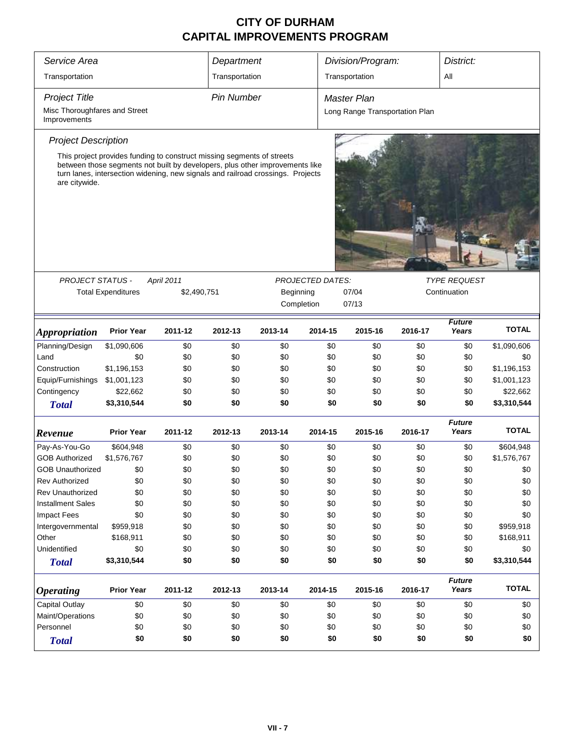# CITY OF DURHAM
# CAPITAL IMPROVEMENTS PROGRAM

| *Service Area* | *Department* | *Division/Program:* | *District:* |
|---|---|---|---|
| Transportation | Transportation | Transportation | All |

| *Project Title* | *Pin Number* | *Master Plan* |
|---|---|---|
| Misc Thoroughfares and Street Improvements | | Long Range Transportation Plan |

*Project Description*

This project provides funding to construct missing segments of streets between those segments not built by developers, plus other improvements like turn lanes, intersection widening, new signals and railroad crossings. Projects are citywide.

| *PROJECT STATUS -* | *April 2011* | *PROJECTED DATES:* | | *TYPE REQUEST* |
|---|---|---|---|---|
| Total Expenditures | $2,490,751 | Beginning | 07/04 | Continuation |
| | | Completion | 07/13 | |

| ***Appropriation*** | **Prior Year** | **2011-12** | **2012-13** | **2013-14** | **2014-15** | **2015-16** | **2016-17** | ***Future Years*** | **TOTAL** |
|---|---|---|---|---|---|---|---|---|---|
| Planning/Design | $1,090,606 | $0 | $0 | $0 | $0 | $0 | $0 | $0 | $1,090,606 |
| Land | $0 | $0 | $0 | $0 | $0 | $0 | $0 | $0 | $0 |
| Construction | $1,196,153 | $0 | $0 | $0 | $0 | $0 | $0 | $0 | $1,196,153 |
| Equip/Furnishings | $1,001,123 | $0 | $0 | $0 | $0 | $0 | $0 | $0 | $1,001,123 |
| Contingency | $22,662 | $0 | $0 | $0 | $0 | $0 | $0 | $0 | $22,662 |
| ***Total*** | **$3,310,544** | **$0** | **$0** | **$0** | **$0** | **$0** | **$0** | **$0** | **$3,310,544** |

| ***Revenue*** | **Prior Year** | **2011-12** | **2012-13** | **2013-14** | **2014-15** | **2015-16** | **2016-17** | ***Future Years*** | **TOTAL** |
|---|---|---|---|---|---|---|---|---|---|
| Pay-As-You-Go | $604,948 | $0 | $0 | $0 | $0 | $0 | $0 | $0 | $604,948 |
| GOB Authorized | $1,576,767 | $0 | $0 | $0 | $0 | $0 | $0 | $0 | $1,576,767 |
| GOB Unauthorized | $0 | $0 | $0 | $0 | $0 | $0 | $0 | $0 | $0 |
| Rev Authorized | $0 | $0 | $0 | $0 | $0 | $0 | $0 | $0 | $0 |
| Rev Unauthorized | $0 | $0 | $0 | $0 | $0 | $0 | $0 | $0 | $0 |
| Installment Sales | $0 | $0 | $0 | $0 | $0 | $0 | $0 | $0 | $0 |
| Impact Fees | $0 | $0 | $0 | $0 | $0 | $0 | $0 | $0 | $0 |
| Intergovernmental | $959,918 | $0 | $0 | $0 | $0 | $0 | $0 | $0 | $959,918 |
| Other | $168,911 | $0 | $0 | $0 | $0 | $0 | $0 | $0 | $168,911 |
| Unidentified | $0 | $0 | $0 | $0 | $0 | $0 | $0 | $0 | $0 |
| ***Total*** | **$3,310,544** | **$0** | **$0** | **$0** | **$0** | **$0** | **$0** | **$0** | **$3,310,544** |

| ***Operating*** | **Prior Year** | **2011-12** | **2012-13** | **2013-14** | **2014-15** | **2015-16** | **2016-17** | ***Future Years*** | **TOTAL** |
|---|---|---|---|---|---|---|---|---|---|
| Capital Outlay | $0 | $0 | $0 | $0 | $0 | $0 | $0 | $0 | $0 |
| Maint/Operations | $0 | $0 | $0 | $0 | $0 | $0 | $0 | $0 | $0 |
| Personnel | $0 | $0 | $0 | $0 | $0 | $0 | $0 | $0 | $0 |
| ***Total*** | **$0** | **$0** | **$0** | **$0** | **$0** | **$0** | **$0** | **$0** | **$0** |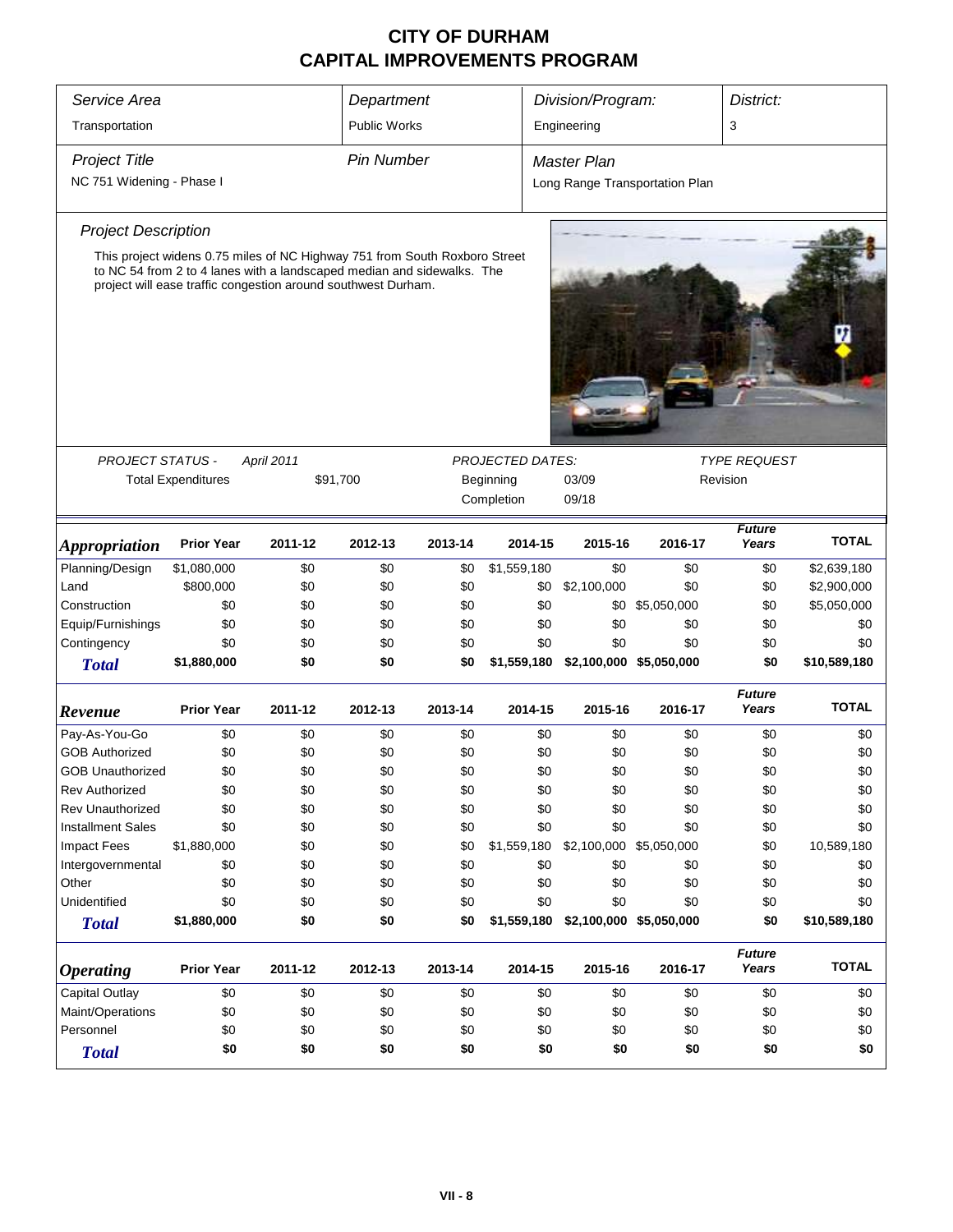# CITY OF DURHAM
# CAPITAL IMPROVEMENTS PROGRAM

| *Service Area* | *Department* | *Division/Program:* | *District:* |
|---|---|---|---|
| Transportation | Public Works | Engineering | 3 |

| *Project Title* | *Pin Number* | *Master Plan* |
|---|---|---|
| NC 751 Widening - Phase I | | Long Range Transportation Plan |

*Project Description*

This project widens 0.75 miles of NC Highway 751 from South Roxboro Street to NC 54 from 2 to 4 lanes with a landscaped median and sidewalks. The project will ease traffic congestion around southwest Durham.

| *PROJECT STATUS -* | *April 2011* | *PROJECTED DATES:* | | *TYPE REQUEST* |
|---|---|---|---|---|
| Total Expenditures | $91,700 | Beginning | 03/09 | Revision |
| | | Completion | 09/18 | |

| *Appropriation* | Prior Year | 2011-12 | 2012-13 | 2013-14 | 2014-15 | 2015-16 | 2016-17 | *Future Years* | TOTAL |
|---|---|---|---|---|---|---|---|---|---|
| Planning/Design | $1,080,000 | $0 | $0 | $0 | $1,559,180 | $0 | $0 | $0 | $2,639,180 |
| Land | $800,000 | $0 | $0 | $0 | $0 | $2,100,000 | $0 | $0 | $2,900,000 |
| Construction | $0 | $0 | $0 | $0 | $0 | $0 | $5,050,000 | $0 | $5,050,000 |
| Equip/Furnishings | $0 | $0 | $0 | $0 | $0 | $0 | $0 | $0 | $0 |
| Contingency | $0 | $0 | $0 | $0 | $0 | $0 | $0 | $0 | $0 |
| **Total** | **$1,880,000** | **$0** | **$0** | **$0** | **$1,559,180** | **$2,100,000** | **$5,050,000** | **$0** | **$10,589,180** |

| *Revenue* | Prior Year | 2011-12 | 2012-13 | 2013-14 | 2014-15 | 2015-16 | 2016-17 | *Future Years* | TOTAL |
|---|---|---|---|---|---|---|---|---|---|
| Pay-As-You-Go | $0 | $0 | $0 | $0 | $0 | $0 | $0 | $0 | $0 |
| GOB Authorized | $0 | $0 | $0 | $0 | $0 | $0 | $0 | $0 | $0 |
| GOB Unauthorized | $0 | $0 | $0 | $0 | $0 | $0 | $0 | $0 | $0 |
| Rev Authorized | $0 | $0 | $0 | $0 | $0 | $0 | $0 | $0 | $0 |
| Rev Unauthorized | $0 | $0 | $0 | $0 | $0 | $0 | $0 | $0 | $0 |
| Installment Sales | $0 | $0 | $0 | $0 | $0 | $0 | $0 | $0 | $0 |
| Impact Fees | $1,880,000 | $0 | $0 | $0 | $1,559,180 | $2,100,000 | $5,050,000 | $0 | 10,589,180 |
| Intergovernmental | $0 | $0 | $0 | $0 | $0 | $0 | $0 | $0 | $0 |
| Other | $0 | $0 | $0 | $0 | $0 | $0 | $0 | $0 | $0 |
| Unidentified | $0 | $0 | $0 | $0 | $0 | $0 | $0 | $0 | $0 |
| **Total** | **$1,880,000** | **$0** | **$0** | **$0** | **$1,559,180** | **$2,100,000** | **$5,050,000** | **$0** | **$10,589,180** |

| *Operating* | Prior Year | 2011-12 | 2012-13 | 2013-14 | 2014-15 | 2015-16 | 2016-17 | *Future Years* | TOTAL |
|---|---|---|---|---|---|---|---|---|---|
| Capital Outlay | $0 | $0 | $0 | $0 | $0 | $0 | $0 | $0 | $0 |
| Maint/Operations | $0 | $0 | $0 | $0 | $0 | $0 | $0 | $0 | $0 |
| Personnel | $0 | $0 | $0 | $0 | $0 | $0 | $0 | $0 | $0 |
| **Total** | **$0** | **$0** | **$0** | **$0** | **$0** | **$0** | **$0** | **$0** | **$0** |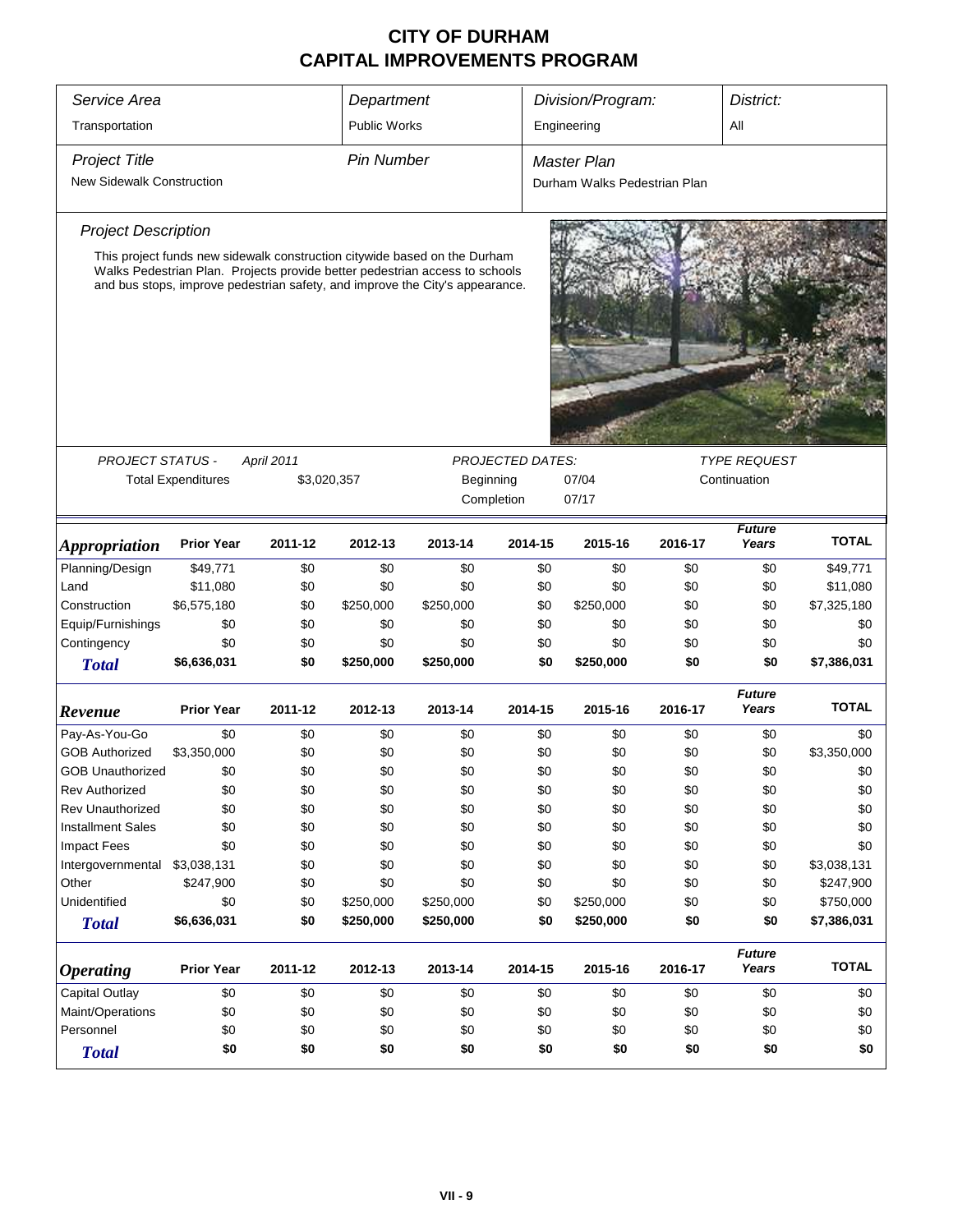# CITY OF DURHAM
# CAPITAL IMPROVEMENTS PROGRAM

| Service Area | Department | Division/Program: | District: |
|---|---|---|---|
| Transportation | Public Works | Engineering | All |

| Project Title | Pin Number | Master Plan |
|---|---|---|
| New Sidewalk Construction | | Durham Walks Pedestrian Plan |

### Project Description

This project funds new sidewalk construction citywide based on the Durham Walks Pedestrian Plan. Projects provide better pedestrian access to schools and bus stops, improve pedestrian safety, and improve the City's appearance.

| PROJECT STATUS - | April 2011 | PROJECTED DATES: | | TYPE REQUEST |
|---|---|---|---|---|
| Total Expenditures | $3,020,357 | Beginning | 07/04 | Continuation |
| | | Completion | 07/17 | |

| Appropriation | Prior Year | 2011-12 | 2012-13 | 2013-14 | 2014-15 | 2015-16 | 2016-17 | Future Years | TOTAL |
|---|---|---|---|---|---|---|---|---|---|
| Planning/Design | $49,771 | $0 | $0 | $0 | $0 | $0 | $0 | $0 | $49,771 |
| Land | $11,080 | $0 | $0 | $0 | $0 | $0 | $0 | $0 | $11,080 |
| Construction | $6,575,180 | $0 | $250,000 | $250,000 | $0 | $250,000 | $0 | $0 | $7,325,180 |
| Equip/Furnishings | $0 | $0 | $0 | $0 | $0 | $0 | $0 | $0 | $0 |
| Contingency | $0 | $0 | $0 | $0 | $0 | $0 | $0 | $0 | $0 |
| **Total** | **$6,636,031** | **$0** | **$250,000** | **$250,000** | **$0** | **$250,000** | **$0** | **$0** | **$7,386,031** |

| Revenue | Prior Year | 2011-12 | 2012-13 | 2013-14 | 2014-15 | 2015-16 | 2016-17 | Future Years | TOTAL |
|---|---|---|---|---|---|---|---|---|---|
| Pay-As-You-Go | $0 | $0 | $0 | $0 | $0 | $0 | $0 | $0 | $0 |
| GOB Authorized | $3,350,000 | $0 | $0 | $0 | $0 | $0 | $0 | $0 | $3,350,000 |
| GOB Unauthorized | $0 | $0 | $0 | $0 | $0 | $0 | $0 | $0 | $0 |
| Rev Authorized | $0 | $0 | $0 | $0 | $0 | $0 | $0 | $0 | $0 |
| Rev Unauthorized | $0 | $0 | $0 | $0 | $0 | $0 | $0 | $0 | $0 |
| Installment Sales | $0 | $0 | $0 | $0 | $0 | $0 | $0 | $0 | $0 |
| Impact Fees | $0 | $0 | $0 | $0 | $0 | $0 | $0 | $0 | $0 |
| Intergovernmental | $3,038,131 | $0 | $0 | $0 | $0 | $0 | $0 | $0 | $3,038,131 |
| Other | $247,900 | $0 | $0 | $0 | $0 | $0 | $0 | $0 | $247,900 |
| Unidentified | $0 | $0 | $250,000 | $250,000 | $0 | $250,000 | $0 | $0 | $750,000 |
| **Total** | **$6,636,031** | **$0** | **$250,000** | **$250,000** | **$0** | **$250,000** | **$0** | **$0** | **$7,386,031** |

| Operating | Prior Year | 2011-12 | 2012-13 | 2013-14 | 2014-15 | 2015-16 | 2016-17 | Future Years | TOTAL |
|---|---|---|---|---|---|---|---|---|---|
| Capital Outlay | $0 | $0 | $0 | $0 | $0 | $0 | $0 | $0 | $0 |
| Maint/Operations | $0 | $0 | $0 | $0 | $0 | $0 | $0 | $0 | $0 |
| Personnel | $0 | $0 | $0 | $0 | $0 | $0 | $0 | $0 | $0 |
| **Total** | **$0** | **$0** | **$0** | **$0** | **$0** | **$0** | **$0** | **$0** | **$0** |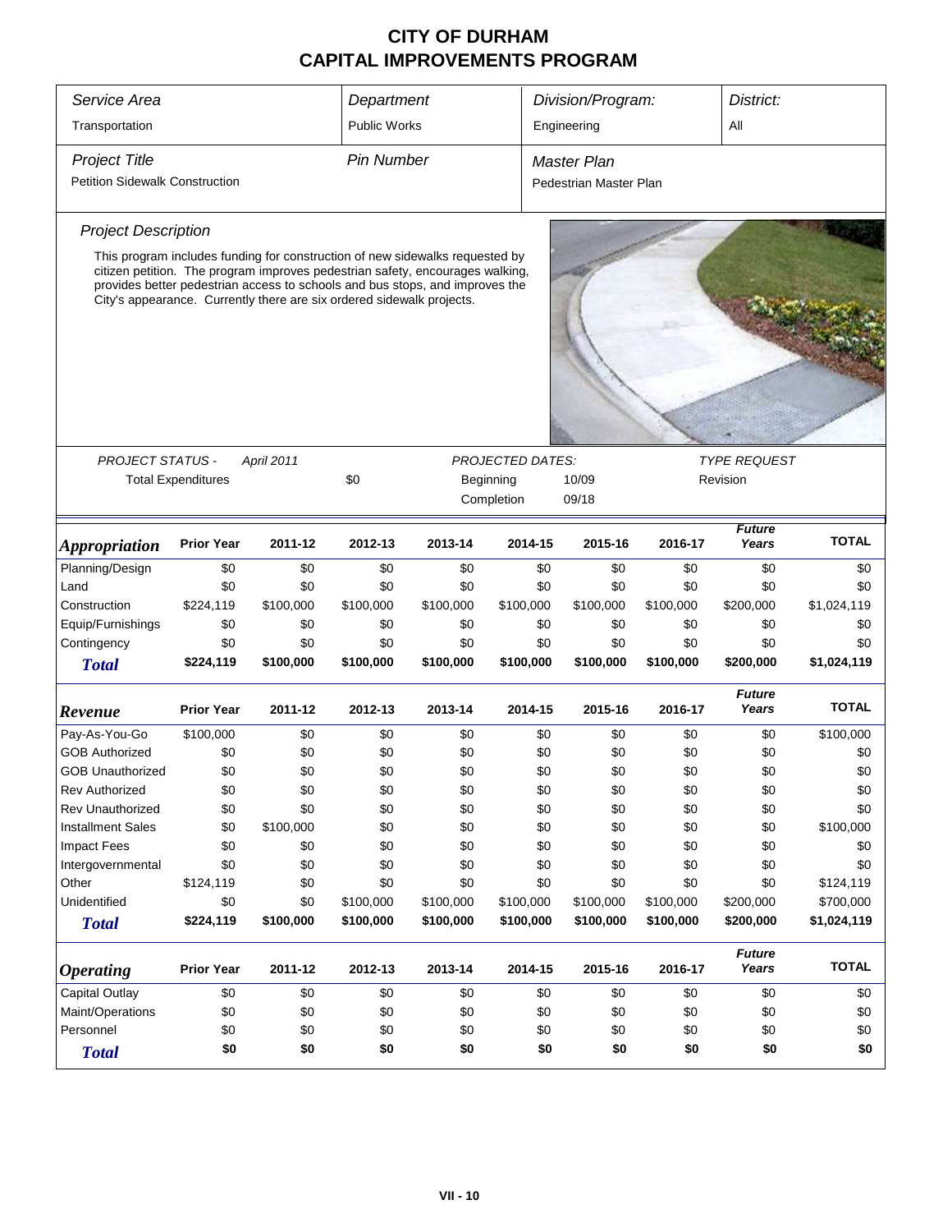# CITY OF DURHAM
# CAPITAL IMPROVEMENTS PROGRAM

| *Service Area* | *Department* | *Division/Program:* | *District:* |
|---|---|---|---|
| Transportation | Public Works | Engineering | All |

| *Project Title* | *Pin Number* | *Master Plan* |
|---|---|---|
| Petition Sidewalk Construction | | Pedestrian Master Plan |

*Project Description*

This program includes funding for construction of new sidewalks requested by citizen petition. The program improves pedestrian safety, encourages walking, provides better pedestrian access to schools and bus stops, and improves the City's appearance. Currently there are six ordered sidewalk projects.

| *PROJECT STATUS -* | *April 2011* | | *PROJECTED DATES:* | | *TYPE REQUEST* |
|---|---|---|---|---|---|
| Total Expenditures | | $0 | Beginning | 10/09 | Revision |
| | | | Completion | 09/18 | |

| *Appropriation* | Prior Year | 2011-12 | 2012-13 | 2013-14 | 2014-15 | 2015-16 | 2016-17 | *Future Years* | TOTAL |
|---|---|---|---|---|---|---|---|---|---|
| Planning/Design | $0 | $0 | $0 | $0 | $0 | $0 | $0 | $0 | $0 |
| Land | $0 | $0 | $0 | $0 | $0 | $0 | $0 | $0 | $0 |
| Construction | $224,119 | $100,000 | $100,000 | $100,000 | $100,000 | $100,000 | $100,000 | $200,000 | $1,024,119 |
| Equip/Furnishings | $0 | $0 | $0 | $0 | $0 | $0 | $0 | $0 | $0 |
| Contingency | $0 | $0 | $0 | $0 | $0 | $0 | $0 | $0 | $0 |
| **Total** | **$224,119** | **$100,000** | **$100,000** | **$100,000** | **$100,000** | **$100,000** | **$100,000** | **$200,000** | **$1,024,119** |

| *Revenue* | Prior Year | 2011-12 | 2012-13 | 2013-14 | 2014-15 | 2015-16 | 2016-17 | *Future Years* | TOTAL |
|---|---|---|---|---|---|---|---|---|---|
| Pay-As-You-Go | $100,000 | $0 | $0 | $0 | $0 | $0 | $0 | $0 | $100,000 |
| GOB Authorized | $0 | $0 | $0 | $0 | $0 | $0 | $0 | $0 | $0 |
| GOB Unauthorized | $0 | $0 | $0 | $0 | $0 | $0 | $0 | $0 | $0 |
| Rev Authorized | $0 | $0 | $0 | $0 | $0 | $0 | $0 | $0 | $0 |
| Rev Unauthorized | $0 | $0 | $0 | $0 | $0 | $0 | $0 | $0 | $0 |
| Installment Sales | $0 | $100,000 | $0 | $0 | $0 | $0 | $0 | $0 | $100,000 |
| Impact Fees | $0 | $0 | $0 | $0 | $0 | $0 | $0 | $0 | $0 |
| Intergovernmental | $0 | $0 | $0 | $0 | $0 | $0 | $0 | $0 | $0 |
| Other | $124,119 | $0 | $0 | $0 | $0 | $0 | $0 | $0 | $124,119 |
| Unidentified | $0 | $0 | $100,000 | $100,000 | $100,000 | $100,000 | $100,000 | $200,000 | $700,000 |
| **Total** | **$224,119** | **$100,000** | **$100,000** | **$100,000** | **$100,000** | **$100,000** | **$100,000** | **$200,000** | **$1,024,119** |

| *Operating* | Prior Year | 2011-12 | 2012-13 | 2013-14 | 2014-15 | 2015-16 | 2016-17 | *Future Years* | TOTAL |
|---|---|---|---|---|---|---|---|---|---|
| Capital Outlay | $0 | $0 | $0 | $0 | $0 | $0 | $0 | $0 | $0 |
| Maint/Operations | $0 | $0 | $0 | $0 | $0 | $0 | $0 | $0 | $0 |
| Personnel | $0 | $0 | $0 | $0 | $0 | $0 | $0 | $0 | $0 |
| **Total** | **$0** | **$0** | **$0** | **$0** | **$0** | **$0** | **$0** | **$0** | **$0** |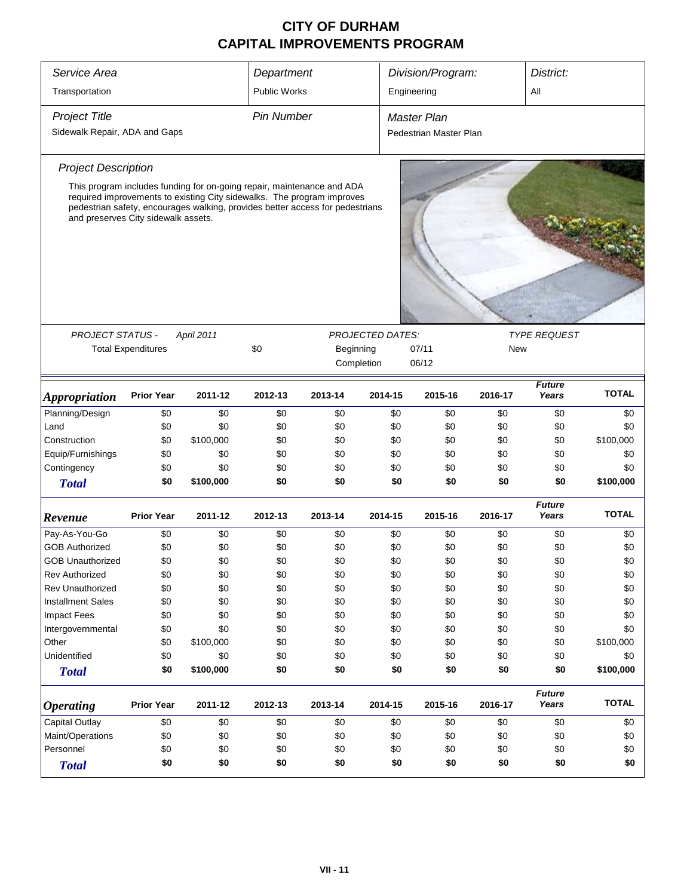# CITY OF DURHAM
# CAPITAL IMPROVEMENTS PROGRAM

| *Service Area* | *Department* | *Division/Program:* | *District:* |
|---|---|---|---|
| Transportation | Public Works | Engineering | All |

| *Project Title* | *Pin Number* | *Master Plan* |
|---|---|---|
| Sidewalk Repair, ADA and Gaps | | Pedestrian Master Plan |

### *Project Description*

This program includes funding for on-going repair, maintenance and ADA required improvements to existing City sidewalks. The program improves pedestrian safety, encourages walking, provides better access for pedestrians and preserves City sidewalk assets.

| *PROJECT STATUS -* | *April 2011* | *PROJECTED DATES:* | | *TYPE REQUEST* |
|---|---|---|---|---|
| Total Expenditures | $0 | Beginning | 07/11 | New |
| | | Completion | 06/12 | |

| *Appropriation* | Prior Year | 2011-12 | 2012-13 | 2013-14 | 2014-15 | 2015-16 | 2016-17 | *Future Years* | TOTAL |
|---|---|---|---|---|---|---|---|---|---|
| Planning/Design | $0 | $0 | $0 | $0 | $0 | $0 | $0 | $0 | $0 |
| Land | $0 | $0 | $0 | $0 | $0 | $0 | $0 | $0 | $0 |
| Construction | $0 | $100,000 | $0 | $0 | $0 | $0 | $0 | $0 | $100,000 |
| Equip/Furnishings | $0 | $0 | $0 | $0 | $0 | $0 | $0 | $0 | $0 |
| Contingency | $0 | $0 | $0 | $0 | $0 | $0 | $0 | $0 | $0 |
| **Total** | **$0** | **$100,000** | **$0** | **$0** | **$0** | **$0** | **$0** | **$0** | **$100,000** |

| *Revenue* | Prior Year | 2011-12 | 2012-13 | 2013-14 | 2014-15 | 2015-16 | 2016-17 | *Future Years* | TOTAL |
|---|---|---|---|---|---|---|---|---|---|
| Pay-As-You-Go | $0 | $0 | $0 | $0 | $0 | $0 | $0 | $0 | $0 |
| GOB Authorized | $0 | $0 | $0 | $0 | $0 | $0 | $0 | $0 | $0 |
| GOB Unauthorized | $0 | $0 | $0 | $0 | $0 | $0 | $0 | $0 | $0 |
| Rev Authorized | $0 | $0 | $0 | $0 | $0 | $0 | $0 | $0 | $0 |
| Rev Unauthorized | $0 | $0 | $0 | $0 | $0 | $0 | $0 | $0 | $0 |
| Installment Sales | $0 | $0 | $0 | $0 | $0 | $0 | $0 | $0 | $0 |
| Impact Fees | $0 | $0 | $0 | $0 | $0 | $0 | $0 | $0 | $0 |
| Intergovernmental | $0 | $0 | $0 | $0 | $0 | $0 | $0 | $0 | $0 |
| Other | $0 | $100,000 | $0 | $0 | $0 | $0 | $0 | $0 | $100,000 |
| Unidentified | $0 | $0 | $0 | $0 | $0 | $0 | $0 | $0 | $0 |
| **Total** | **$0** | **$100,000** | **$0** | **$0** | **$0** | **$0** | **$0** | **$0** | **$100,000** |

| *Operating* | Prior Year | 2011-12 | 2012-13 | 2013-14 | 2014-15 | 2015-16 | 2016-17 | *Future Years* | TOTAL |
|---|---|---|---|---|---|---|---|---|---|
| Capital Outlay | $0 | $0 | $0 | $0 | $0 | $0 | $0 | $0 | $0 |
| Maint/Operations | $0 | $0 | $0 | $0 | $0 | $0 | $0 | $0 | $0 |
| Personnel | $0 | $0 | $0 | $0 | $0 | $0 | $0 | $0 | $0 |
| **Total** | **$0** | **$0** | **$0** | **$0** | **$0** | **$0** | **$0** | **$0** | **$0** |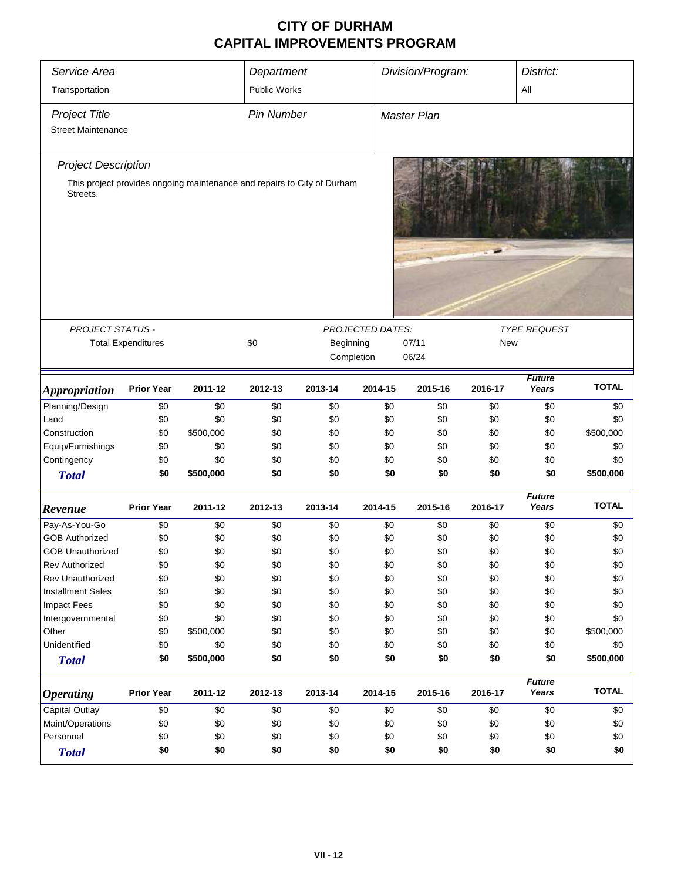# CITY OF DURHAM
# CAPITAL IMPROVEMENTS PROGRAM

| *Service Area* | *Department* | *Division/Program:* | *District:* |
| --- | --- | --- | --- |
| Transportation | Public Works | | All |

| *Project Title* | *Pin Number* | *Master Plan* |
| --- | --- | --- |
| Street Maintenance | | |

*Project Description*

This project provides ongoing maintenance and repairs to City of Durham Streets.

| *PROJECT STATUS -* | | *PROJECTED DATES:* | | *TYPE REQUEST* |
| --- | --- | --- | --- | --- |
| Total Expenditures | $0 | Beginning | 07/11 | New |
| | | Completion | 06/24 | |

| *Appropriation* | Prior Year | 2011-12 | 2012-13 | 2013-14 | 2014-15 | 2015-16 | 2016-17 | *Future Years* | TOTAL |
| --- | --- | --- | --- | --- | --- | --- | --- | --- | --- |
| Planning/Design | $0 | $0 | $0 | $0 | $0 | $0 | $0 | $0 | $0 |
| Land | $0 | $0 | $0 | $0 | $0 | $0 | $0 | $0 | $0 |
| Construction | $0 | $500,000 | $0 | $0 | $0 | $0 | $0 | $0 | $500,000 |
| Equip/Furnishings | $0 | $0 | $0 | $0 | $0 | $0 | $0 | $0 | $0 |
| Contingency | $0 | $0 | $0 | $0 | $0 | $0 | $0 | $0 | $0 |
| ***Total*** | **$0** | **$500,000** | **$0** | **$0** | **$0** | **$0** | **$0** | **$0** | **$500,000** |

| *Revenue* | Prior Year | 2011-12 | 2012-13 | 2013-14 | 2014-15 | 2015-16 | 2016-17 | *Future Years* | TOTAL |
| --- | --- | --- | --- | --- | --- | --- | --- | --- | --- |
| Pay-As-You-Go | $0 | $0 | $0 | $0 | $0 | $0 | $0 | $0 | $0 |
| GOB Authorized | $0 | $0 | $0 | $0 | $0 | $0 | $0 | $0 | $0 |
| GOB Unauthorized | $0 | $0 | $0 | $0 | $0 | $0 | $0 | $0 | $0 |
| Rev Authorized | $0 | $0 | $0 | $0 | $0 | $0 | $0 | $0 | $0 |
| Rev Unauthorized | $0 | $0 | $0 | $0 | $0 | $0 | $0 | $0 | $0 |
| Installment Sales | $0 | $0 | $0 | $0 | $0 | $0 | $0 | $0 | $0 |
| Impact Fees | $0 | $0 | $0 | $0 | $0 | $0 | $0 | $0 | $0 |
| Intergovernmental | $0 | $0 | $0 | $0 | $0 | $0 | $0 | $0 | $0 |
| Other | $0 | $500,000 | $0 | $0 | $0 | $0 | $0 | $0 | $500,000 |
| Unidentified | $0 | $0 | $0 | $0 | $0 | $0 | $0 | $0 | $0 |
| ***Total*** | **$0** | **$500,000** | **$0** | **$0** | **$0** | **$0** | **$0** | **$0** | **$500,000** |

| *Operating* | Prior Year | 2011-12 | 2012-13 | 2013-14 | 2014-15 | 2015-16 | 2016-17 | *Future Years* | TOTAL |
| --- | --- | --- | --- | --- | --- | --- | --- | --- | --- |
| Capital Outlay | $0 | $0 | $0 | $0 | $0 | $0 | $0 | $0 | $0 |
| Maint/Operations | $0 | $0 | $0 | $0 | $0 | $0 | $0 | $0 | $0 |
| Personnel | $0 | $0 | $0 | $0 | $0 | $0 | $0 | $0 | $0 |
| ***Total*** | **$0** | **$0** | **$0** | **$0** | **$0** | **$0** | **$0** | **$0** | **$0** |